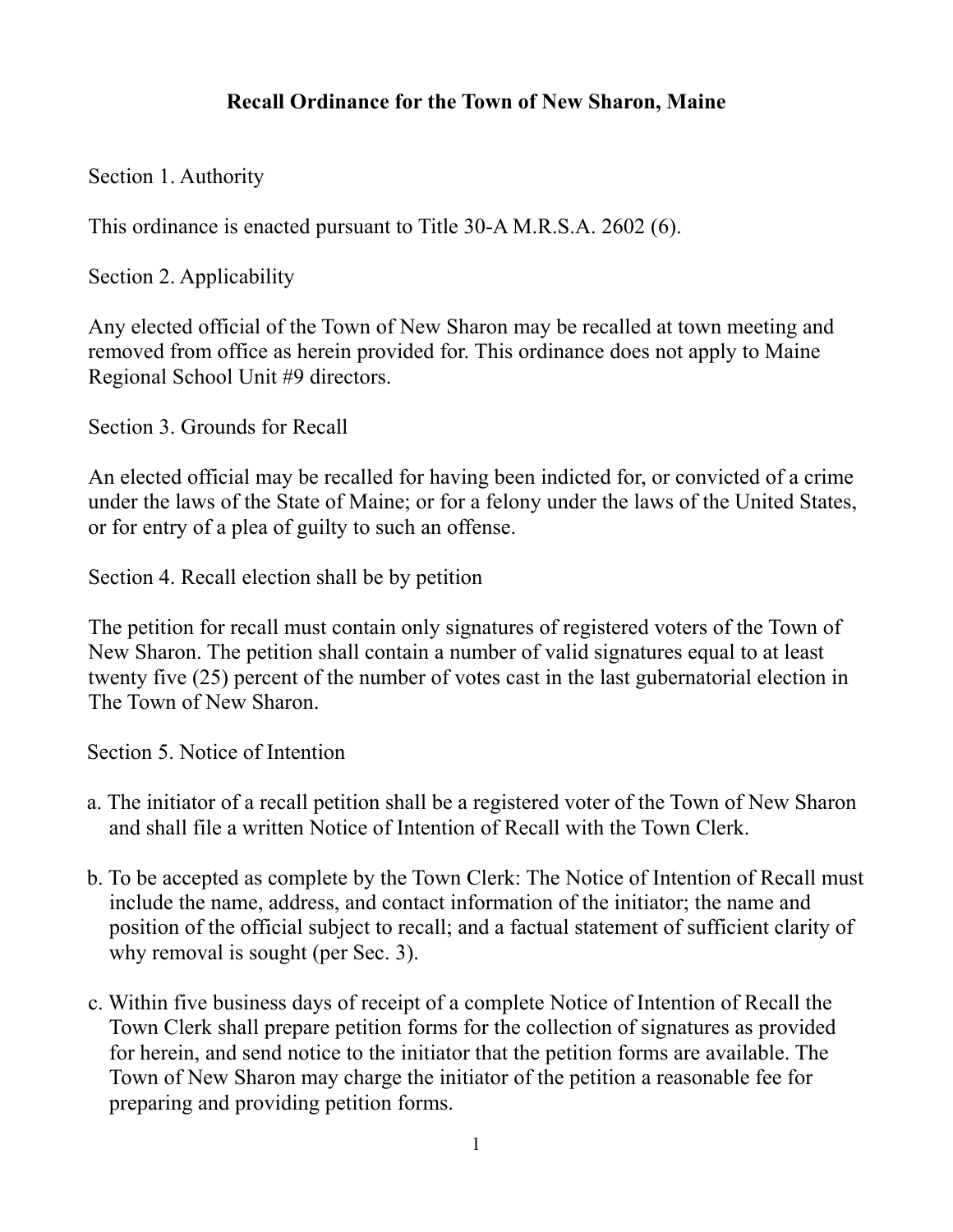# Recall Ordinance for the Town of New Sharon, Maine

## Section 1. Authority

This ordinance is enacted pursuant to Title 30-A M.R.S.A. 2602 (6).

## Section 2. Applicability

Any elected official of the Town of New Sharon may be recalled at town meeting and removed from office as herein provided for. This ordinance does not apply to Maine Regional School Unit #9 directors.

## Section 3. Grounds for Recall

An elected official may be recalled for having been indicted for, or convicted of a crime under the laws of the State of Maine; or for a felony under the laws of the United States, or for entry of a plea of guilty to such an offense.

## Section 4. Recall election shall be by petition

The petition for recall must contain only signatures of registered voters of the Town of New Sharon. The petition shall contain a number of valid signatures equal to at least twenty five (25) percent of the number of votes cast in the last gubernatorial election in The Town of New Sharon.

## Section 5. Notice of Intention

a. The initiator of a recall petition shall be a registered voter of the Town of New Sharon and shall file a written Notice of Intention of Recall with the Town Clerk.

b. To be accepted as complete by the Town Clerk: The Notice of Intention of Recall must include the name, address, and contact information of the initiator; the name and position of the official subject to recall; and a factual statement of sufficient clarity of why removal is sought (per Sec. 3).

c. Within five business days of receipt of a complete Notice of Intention of Recall the Town Clerk shall prepare petition forms for the collection of signatures as provided for herein, and send notice to the initiator that the petition forms are available. The Town of New Sharon may charge the initiator of the petition a reasonable fee for preparing and providing petition forms.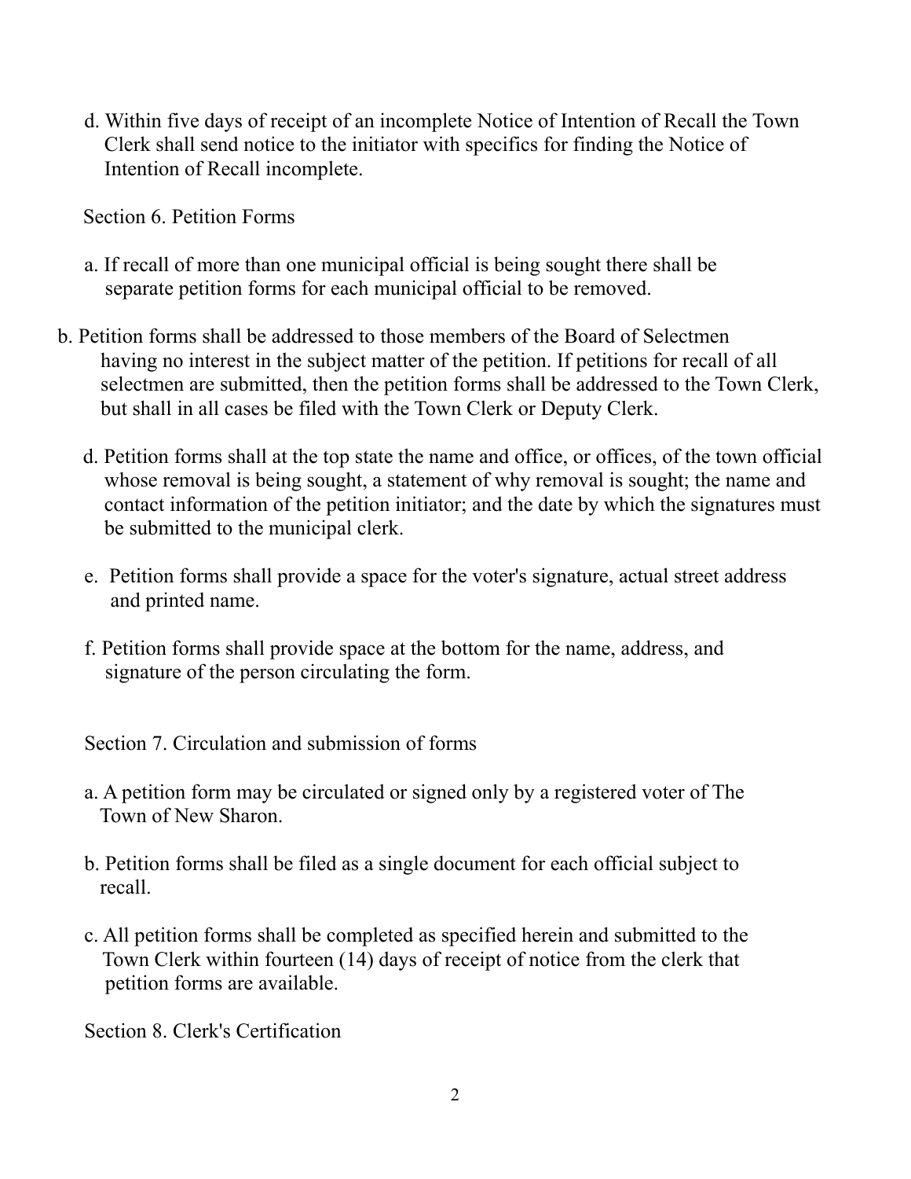d. Within five days of receipt of an incomplete Notice of Intention of Recall the Town Clerk shall send notice to the initiator with specifics for finding the Notice of Intention of Recall incomplete.

Section 6. Petition Forms

a. If recall of more than one municipal official is being sought there shall be separate petition forms for each municipal official to be removed.

b. Petition forms shall be addressed to those members of the Board of Selectmen having no interest in the subject matter of the petition. If petitions for recall of all selectmen are submitted, then the petition forms shall be addressed to the Town Clerk, but shall in all cases be filed with the Town Clerk or Deputy Clerk.

d. Petition forms shall at the top state the name and office, or offices, of the town official whose removal is being sought, a statement of why removal is sought; the name and contact information of the petition initiator; and the date by which the signatures must be submitted to the municipal clerk.

e. Petition forms shall provide a space for the voter's signature, actual street address and printed name.

f. Petition forms shall provide space at the bottom for the name, address, and signature of the person circulating the form.

Section 7. Circulation and submission of forms

a. A petition form may be circulated or signed only by a registered voter of The Town of New Sharon.

b. Petition forms shall be filed as a single document for each official subject to recall.

c. All petition forms shall be completed as specified herein and submitted to the Town Clerk within fourteen (14) days of receipt of notice from the clerk that petition forms are available.

Section 8. Clerk's Certification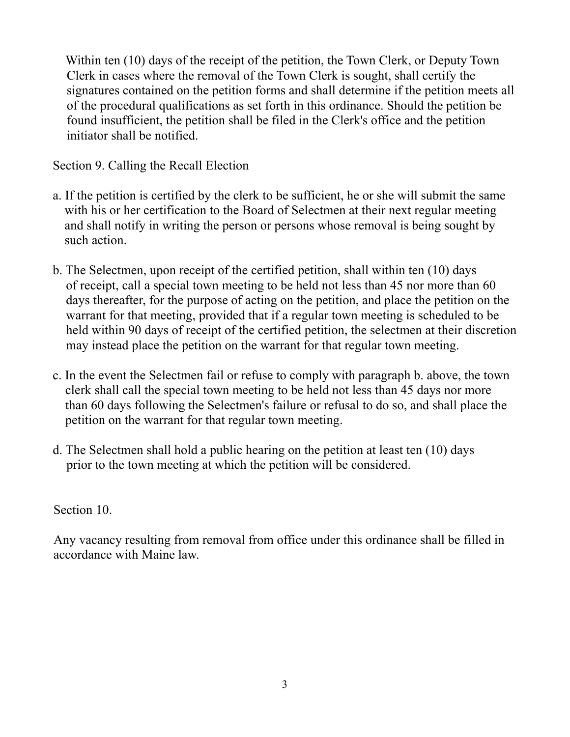Within ten (10) days of the receipt of the petition, the Town Clerk, or Deputy Town Clerk in cases where the removal of the Town Clerk is sought, shall certify the signatures contained on the petition forms and shall determine if the petition meets all of the procedural qualifications as set forth in this ordinance. Should the petition be found insufficient, the petition shall be filed in the Clerk's office and the petition initiator shall be notified.

Section 9. Calling the Recall Election

a. If the petition is certified by the clerk to be sufficient, he or she will submit the same with his or her certification to the Board of Selectmen at their next regular meeting and shall notify in writing the person or persons whose removal is being sought by such action.

b. The Selectmen, upon receipt of the certified petition, shall within ten (10) days of receipt, call a special town meeting to be held not less than 45 nor more than 60 days thereafter, for the purpose of acting on the petition, and place the petition on the warrant for that meeting, provided that if a regular town meeting is scheduled to be held within 90 days of receipt of the certified petition, the selectmen at their discretion may instead place the petition on the warrant for that regular town meeting.

c. In the event the Selectmen fail or refuse to comply with paragraph b. above, the town clerk shall call the special town meeting to be held not less than 45 days nor more than 60 days following the Selectmen's failure or refusal to do so, and shall place the petition on the warrant for that regular town meeting.

d. The Selectmen shall hold a public hearing on the petition at least ten (10) days prior to the town meeting at which the petition will be considered.

Section 10.

Any vacancy resulting from removal from office under this ordinance shall be filled in accordance with Maine law.